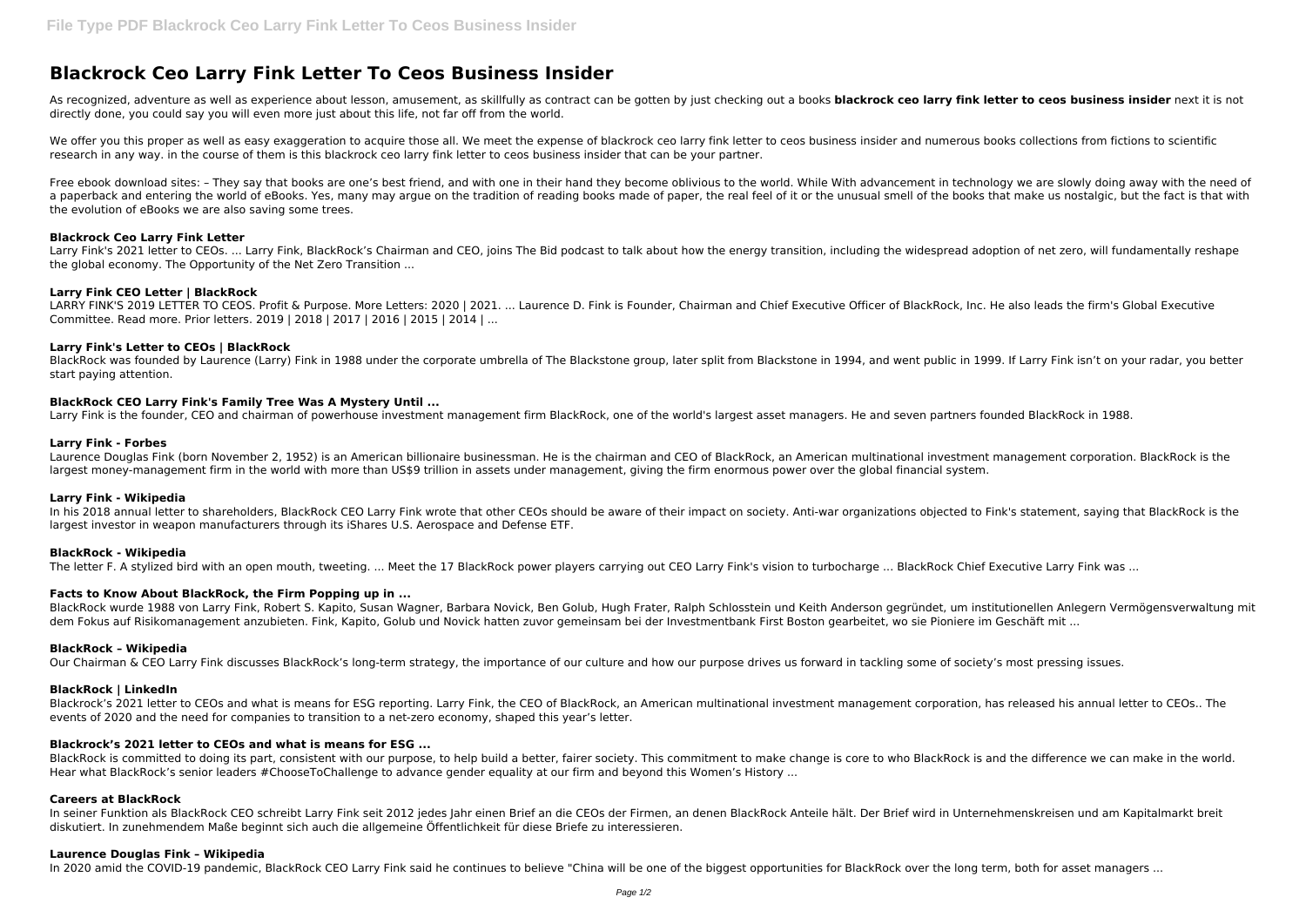# Blackrock Ceo Larry Fink Letter To Ceos Business Insider

As recognized, adventure as well as experience about lesson, amusement, as skillfully as contract can be gotten by just checking out a books **blackrock ceo larry fink letter to ceos business insider** next it is not directly done, you could say you will even more just about this life, not far off from the world.

We offer you this proper as well as easy exaggeration to acquire those all. We meet the expense of blackrock ceo larry fink letter to ceos business insider and numerous books collections from fictions to scientific research in any way. in the course of them is this blackrock ceo larry fink letter to ceos business insider that can be your partner.

Free ebook download sites: – They say that books are one's best friend, and with one in their hand they become oblivious to the world. While With advancement in technology we are slowly doing away with the need of a paperback and entering the world of eBooks. Yes, many may argue on the tradition of reading books made of paper, the real feel of it or the unusual smell of the books that make us nostalgic, but the fact is that with the evolution of eBooks we are also saving some trees.

### Blackrock Ceo Larry Fink Letter

Larry Fink's 2021 letter to CEOs. ... Larry Fink, BlackRock's Chairman and CEO, joins The Bid podcast to talk about how the energy transition, including the widespread adoption of net zero, will fundamentally reshape the global economy. The Opportunity of the Net Zero Transition ...

### Larry Fink CEO Letter | BlackRock

LARRY FINK'S 2019 LETTER TO CEOS. Profit & Purpose. More Letters: 2020 | 2021. ... Laurence D. Fink is Founder, Chairman and Chief Executive Officer of BlackRock, Inc. He also leads the firm's Global Executive Committee. Read more. Prior letters. 2019 | 2018 | 2017 | 2016 | 2015 | 2014 | ...

### Larry Fink's Letter to CEOs | BlackRock

BlackRock was founded by Laurence (Larry) Fink in 1988 under the corporate umbrella of The Blackstone group, later split from Blackstone in 1994, and went public in 1999. If Larry Fink isn't on your radar, you better start paying attention.

### BlackRock CEO Larry Fink's Family Tree Was A Mystery Until ...

Larry Fink is the founder, CEO and chairman of powerhouse investment management firm BlackRock, one of the world's largest asset managers. He and seven partners founded BlackRock in 1988.

### Larry Fink - Forbes

Laurence Douglas Fink (born November 2, 1952) is an American billionaire businessman. He is the chairman and CEO of BlackRock, an American multinational investment management corporation. BlackRock is the largest money-management firm in the world with more than US$9 trillion in assets under management, giving the firm enormous power over the global financial system.

### Larry Fink - Wikipedia

In his 2018 annual letter to shareholders, BlackRock CEO Larry Fink wrote that other CEOs should be aware of their impact on society. Anti-war organizations objected to Fink's statement, saying that BlackRock is the largest investor in weapon manufacturers through its iShares U.S. Aerospace and Defense ETF.

### BlackRock - Wikipedia

The letter F. A stylized bird with an open mouth, tweeting. ... Meet the 17 BlackRock power players carrying out CEO Larry Fink's vision to turbocharge ... BlackRock Chief Executive Larry Fink was ...

### Facts to Know About BlackRock, the Firm Popping up in ...

BlackRock wurde 1988 von Larry Fink, Robert S. Kapito, Susan Wagner, Barbara Novick, Ben Golub, Hugh Frater, Ralph Schlosstein und Keith Anderson gegründet, um institutionellen Anlegern Vermögensverwaltung mit dem Fokus auf Risikomanagement anzubieten. Fink, Kapito, Golub und Novick hatten zuvor gemeinsam bei der Investmentbank First Boston gearbeitet, wo sie Pioniere im Geschäft mit ...

### BlackRock – Wikipedia

Our Chairman & CEO Larry Fink discusses BlackRock's long-term strategy, the importance of our culture and how our purpose drives us forward in tackling some of society's most pressing issues.

### BlackRock | LinkedIn

Blackrock's 2021 letter to CEOs and what is means for ESG reporting. Larry Fink, the CEO of BlackRock, an American multinational investment management corporation, has released his annual letter to CEOs.. The events of 2020 and the need for companies to transition to a net-zero economy, shaped this year's letter.

### Blackrock's 2021 letter to CEOs and what is means for ESG ...

BlackRock is committed to doing its part, consistent with our purpose, to help build a better, fairer society. This commitment to make change is core to who BlackRock is and the difference we can make in the world. Hear what BlackRock's senior leaders #ChooseToChallenge to advance gender equality at our firm and beyond this Women's History ...

### Careers at BlackRock

In seiner Funktion als BlackRock CEO schreibt Larry Fink seit 2012 jedes Jahr einen Brief an die CEOs der Firmen, an denen BlackRock Anteile hält. Der Brief wird in Unternehmenskreisen und am Kapitalmarkt breit diskutiert. In zunehmendem Maße beginnt sich auch die allgemeine Öffentlichkeit für diese Briefe zu interessieren.

### Laurence Douglas Fink – Wikipedia

In 2020 amid the COVID-19 pandemic, BlackRock CEO Larry Fink said he continues to believe "China will be one of the biggest opportunities for BlackRock over the long term, both for asset managers ...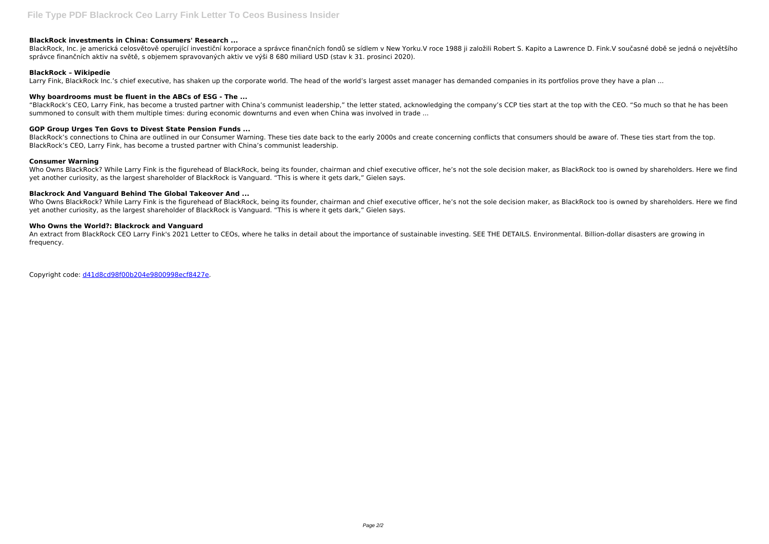### BlackRock investments in China: Consumers' Research ...

BlackRock, Inc. je americká celosvětově operující investiční korporace a správce finančních fondů se sídlem v New Yorku.V roce 1988 ji založili Robert S. Kapito a Lawrence D. Fink.V současné době se jedná o největšího správce finančních aktiv na světě, s objemem spravovaných aktiv ve výši 8 680 miliard USD (stav k 31. prosinci 2020).

### BlackRock – Wikipedie

Larry Fink, BlackRock Inc.'s chief executive, has shaken up the corporate world. The head of the world's largest asset manager has demanded companies in its portfolios prove they have a plan ...

### Why boardrooms must be fluent in the ABCs of ESG - The ...

"BlackRock's CEO, Larry Fink, has become a trusted partner with China's communist leadership," the letter stated, acknowledging the company's CCP ties start at the top with the CEO. "So much so that he has been summoned to consult with them multiple times: during economic downturns and even when China was involved in trade ...

### GOP Group Urges Ten Govs to Divest State Pension Funds ...

BlackRock's connections to China are outlined in our Consumer Warning. These ties date back to the early 2000s and create concerning conflicts that consumers should be aware of. These ties start from the top. BlackRock's CEO, Larry Fink, has become a trusted partner with China's communist leadership.

### Consumer Warning

Who Owns BlackRock? While Larry Fink is the figurehead of BlackRock, being its founder, chairman and chief executive officer, he's not the sole decision maker, as BlackRock too is owned by shareholders. Here we find yet another curiosity, as the largest shareholder of BlackRock is Vanguard. "This is where it gets dark," Gielen says.

### Blackrock And Vanguard Behind The Global Takeover And ...

Who Owns BlackRock? While Larry Fink is the figurehead of BlackRock, being its founder, chairman and chief executive officer, he's not the sole decision maker, as BlackRock too is owned by shareholders. Here we find yet another curiosity, as the largest shareholder of BlackRock is Vanguard. "This is where it gets dark," Gielen says.

### Who Owns the World?: Blackrock and Vanguard

An extract from BlackRock CEO Larry Fink's 2021 Letter to CEOs, where he talks in detail about the importance of sustainable investing. SEE THE DETAILS. Environmental. Billion-dollar disasters are growing in frequency.

Copyright code: d41d8cd98f00b204e9800998ecf8427e.